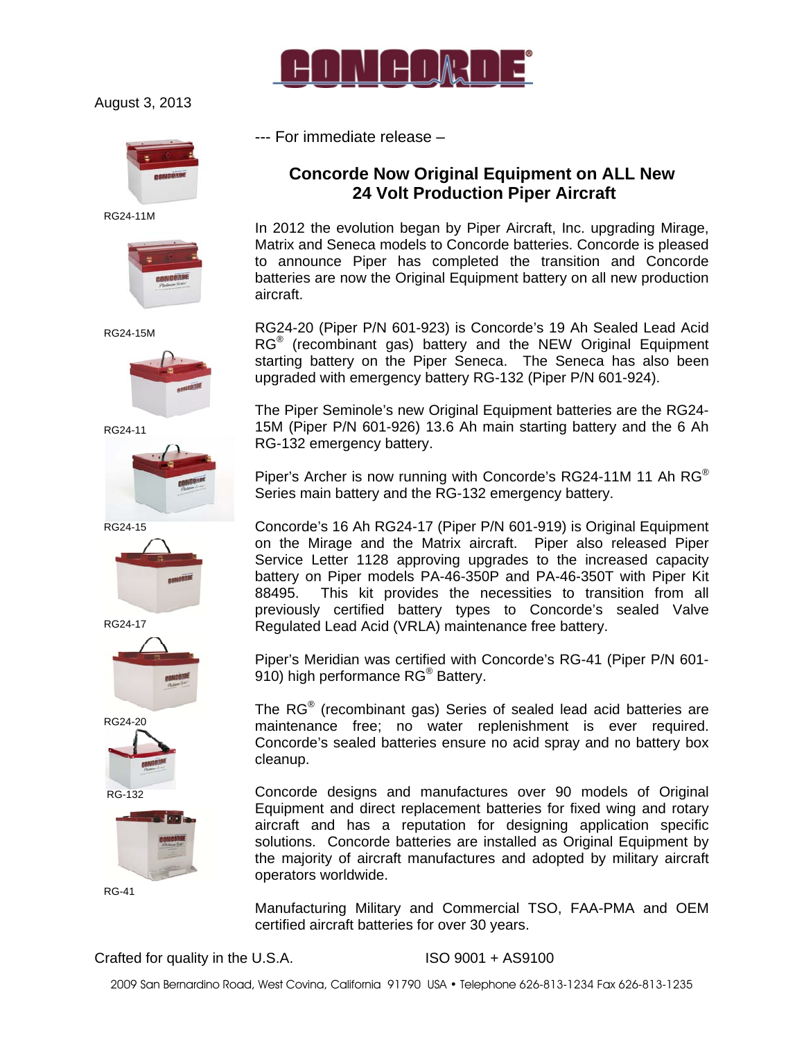August 3, 2013

RG24-11M

RG24-15M

RG24-11

RG24-15

RG24-17

RG24-20

RG-132

RG-41

--- For immediate release –

## Concorde Now Original Equipment on ALL New 24 Volt Production Piper Aircraft

In 2012 the evolution began by Piper Aircraft, Inc. upgrading Mirage, Matrix and Seneca models to Concorde batteries. Concorde is pleased to announce Piper has completed the transition and Concorde batteries are now the Original Equipment battery on all new production aircraft.

RG24-20 (Piper P/N 601-923) is Concorde's 19 Ah Sealed Lead Acid RG® (recombinant gas) battery and the NEW Original Equipment starting battery on the Piper Seneca. The Seneca has also been upgraded with emergency battery RG-132 (Piper P/N 601-924).

The Piper Seminole's new Original Equipment batteries are the RG24-15M (Piper P/N 601-926) 13.6 Ah main starting battery and the 6 Ah RG-132 emergency battery.

Piper's Archer is now running with Concorde's RG24-11M 11 Ah RG® Series main battery and the RG-132 emergency battery.

Concorde's 16 Ah RG24-17 (Piper P/N 601-919) is Original Equipment on the Mirage and the Matrix aircraft. Piper also released Piper Service Letter 1128 approving upgrades to the increased capacity battery on Piper models PA-46-350P and PA-46-350T with Piper Kit 88495. This kit provides the necessities to transition from all previously certified battery types to Concorde's sealed Valve Regulated Lead Acid (VRLA) maintenance free battery.

Piper's Meridian was certified with Concorde's RG-41 (Piper P/N 601-910) high performance RG® Battery.

The RG® (recombinant gas) Series of sealed lead acid batteries are maintenance free; no water replenishment is ever required. Concorde's sealed batteries ensure no acid spray and no battery box cleanup.

Concorde designs and manufactures over 90 models of Original Equipment and direct replacement batteries for fixed wing and rotary aircraft and has a reputation for designing application specific solutions. Concorde batteries are installed as Original Equipment by the majority of aircraft manufactures and adopted by military aircraft operators worldwide.

Manufacturing Military and Commercial TSO, FAA-PMA and OEM certified aircraft batteries for over 30 years.

Crafted for quality in the U.S.A. ISO 9001 + AS9100

2009 San Bernardino Road, West Covina, California 91790 USA • Telephone 626-813-1234 Fax 626-813-1235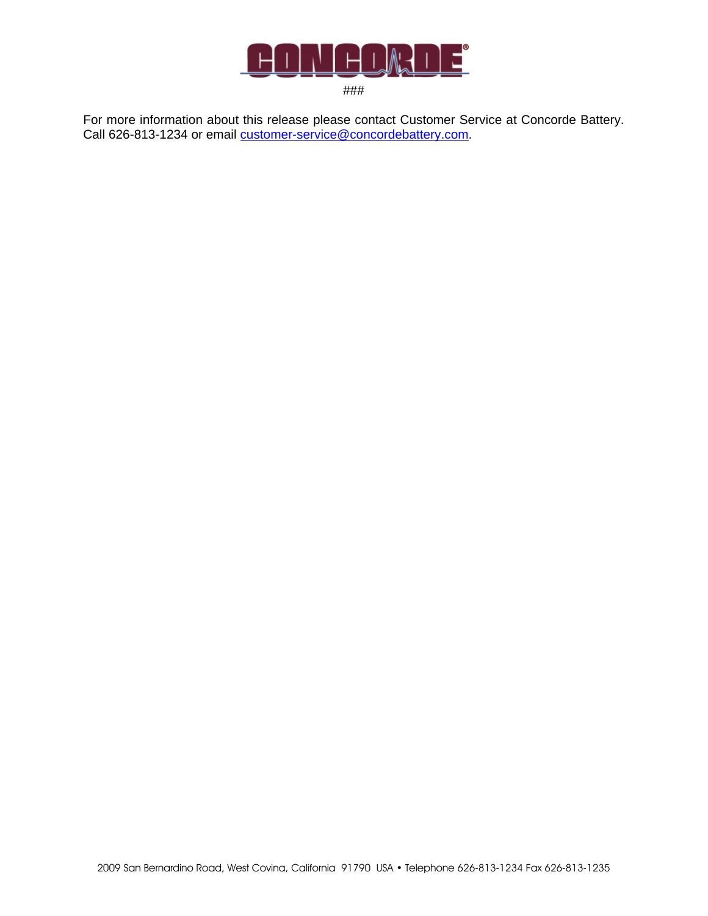###

For more information about this release please contact Customer Service at Concorde Battery. Call 626-813-1234 or email customer-service@concordebattery.com.